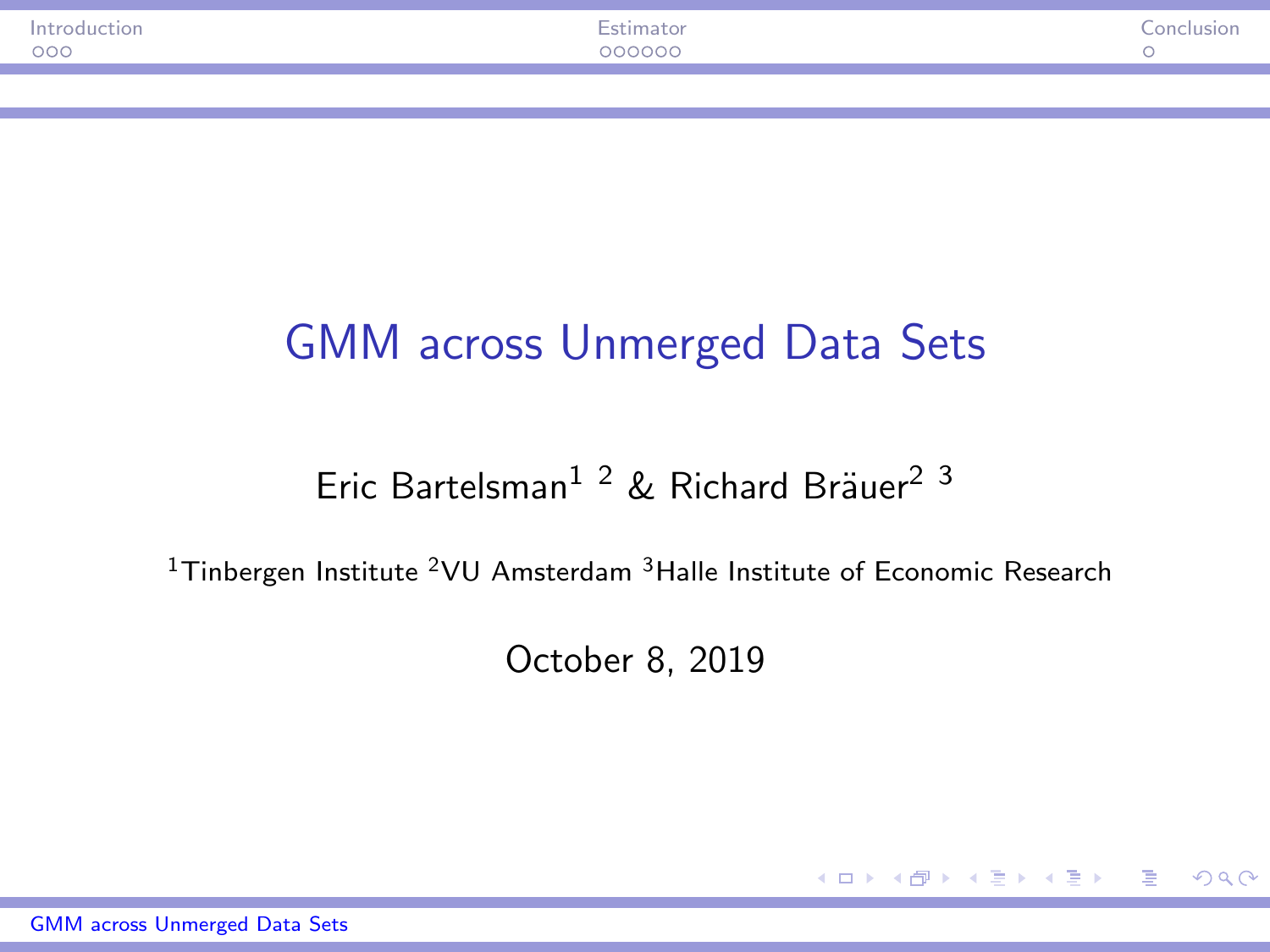# GMM across Unmerged Data Sets

Eric Bartelsman[1 2] & Richard Bräuer[2 3]

[1]Tinbergen Institute [2]VU Amsterdam [3]Halle Institute of Economic Research

October 8, 2019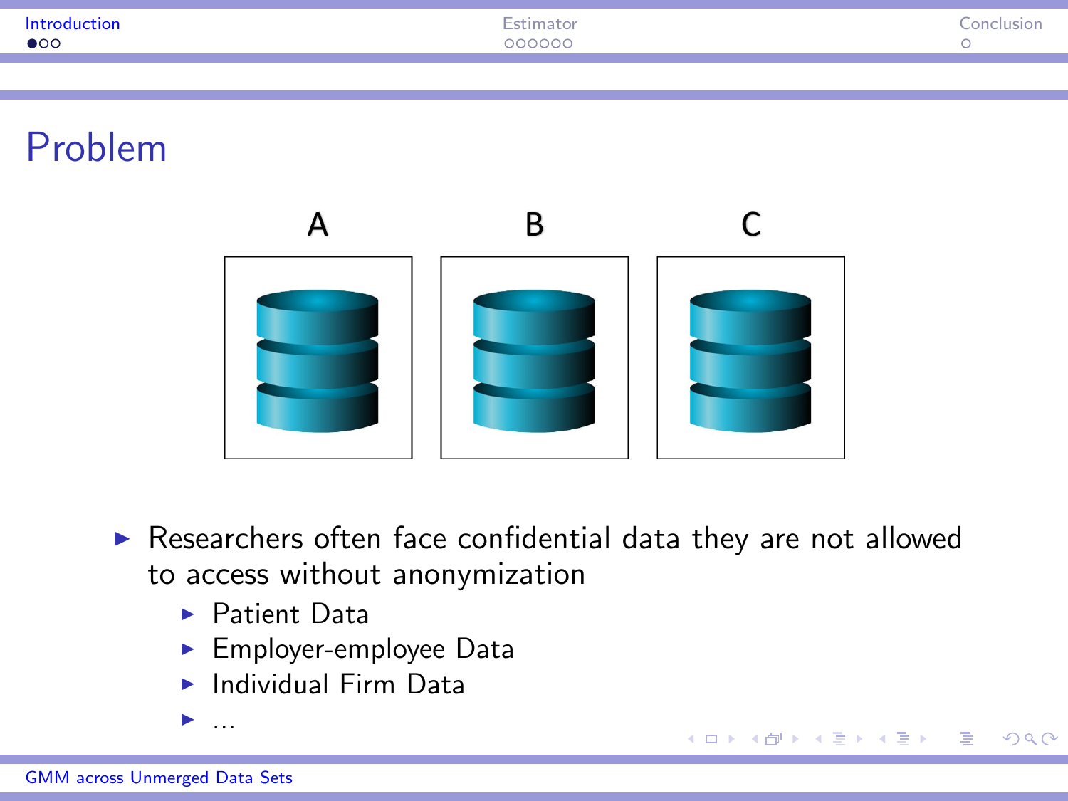# Problem

A B C

- Researchers often face confidential data they are not allowed to access without anonymization
  - Patient Data
  - Employer-employee Data
  - Individual Firm Data
  - ...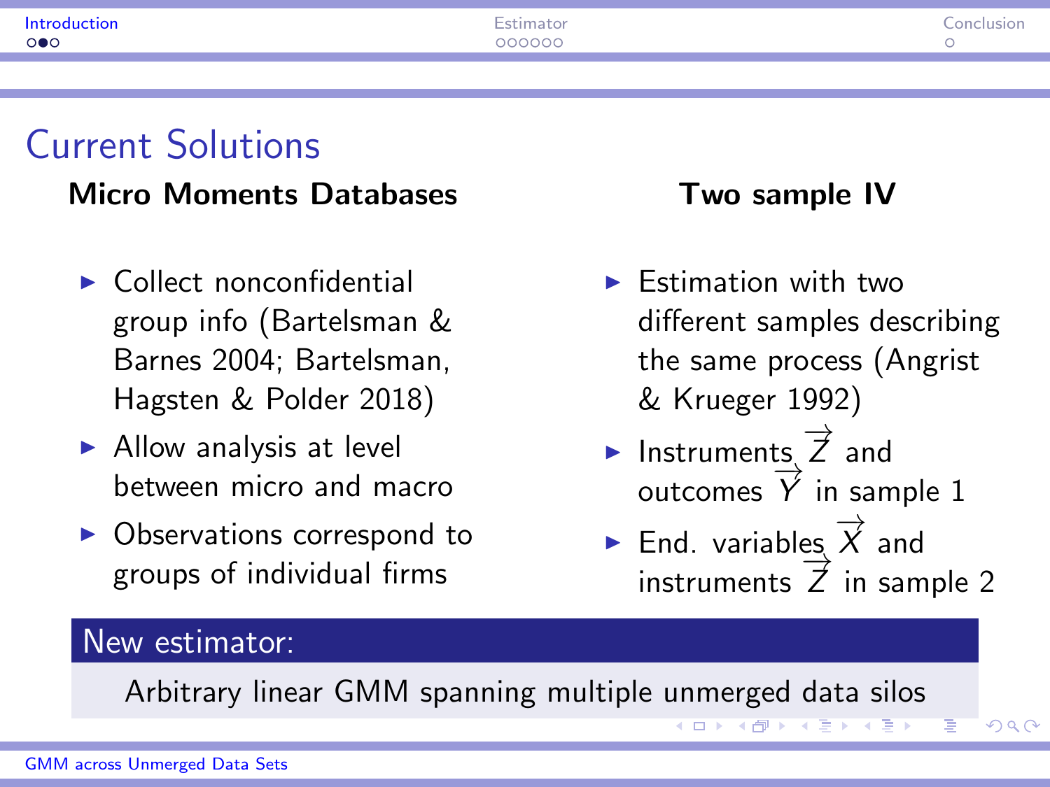# Current Solutions

### Micro Moments Databases

- Collect nonconfidential group info (Bartelsman & Barnes 2004; Bartelsman, Hagsten & Polder 2018)
- Allow analysis at level between micro and macro
- Observations correspond to groups of individual firms

### Two sample IV

- Estimation with two different samples describing the same process (Angrist & Krueger 1992)
- Instruments $\overrightarrow{Z}$ and outcomes $\overrightarrow{Y}$ in sample 1
- End. variables $\overrightarrow{X}$ and instruments $\overrightarrow{Z}$ in sample 2

**New estimator:**

Arbitrary linear GMM spanning multiple unmerged data silos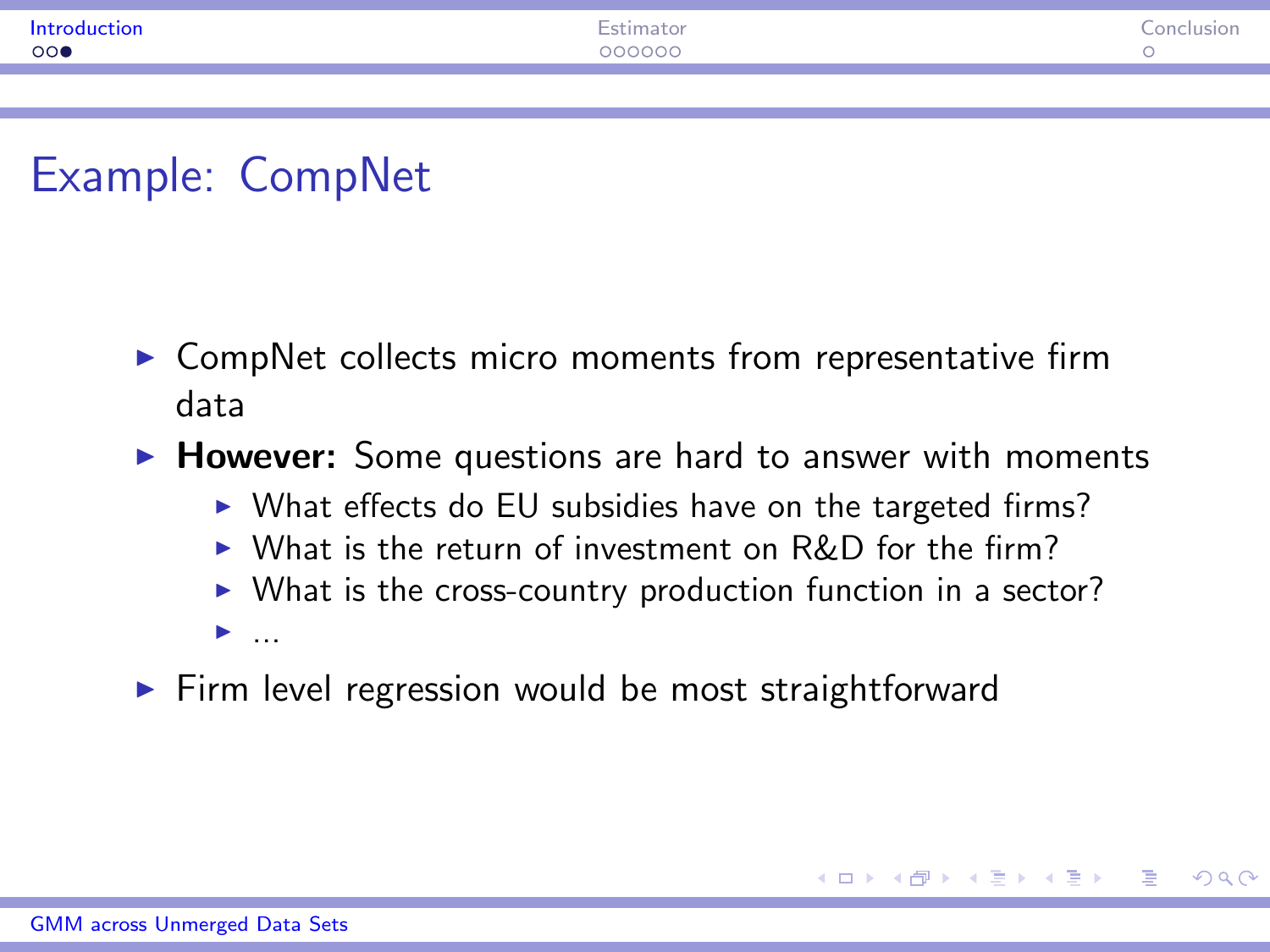# Example: CompNet

- CompNet collects micro moments from representative firm data
- **However:** Some questions are hard to answer with moments
  - What effects do EU subsidies have on the targeted firms?
  - What is the return of investment on R&D for the firm?
  - What is the cross-country production function in a sector?
  - ...
- Firm level regression would be most straightforward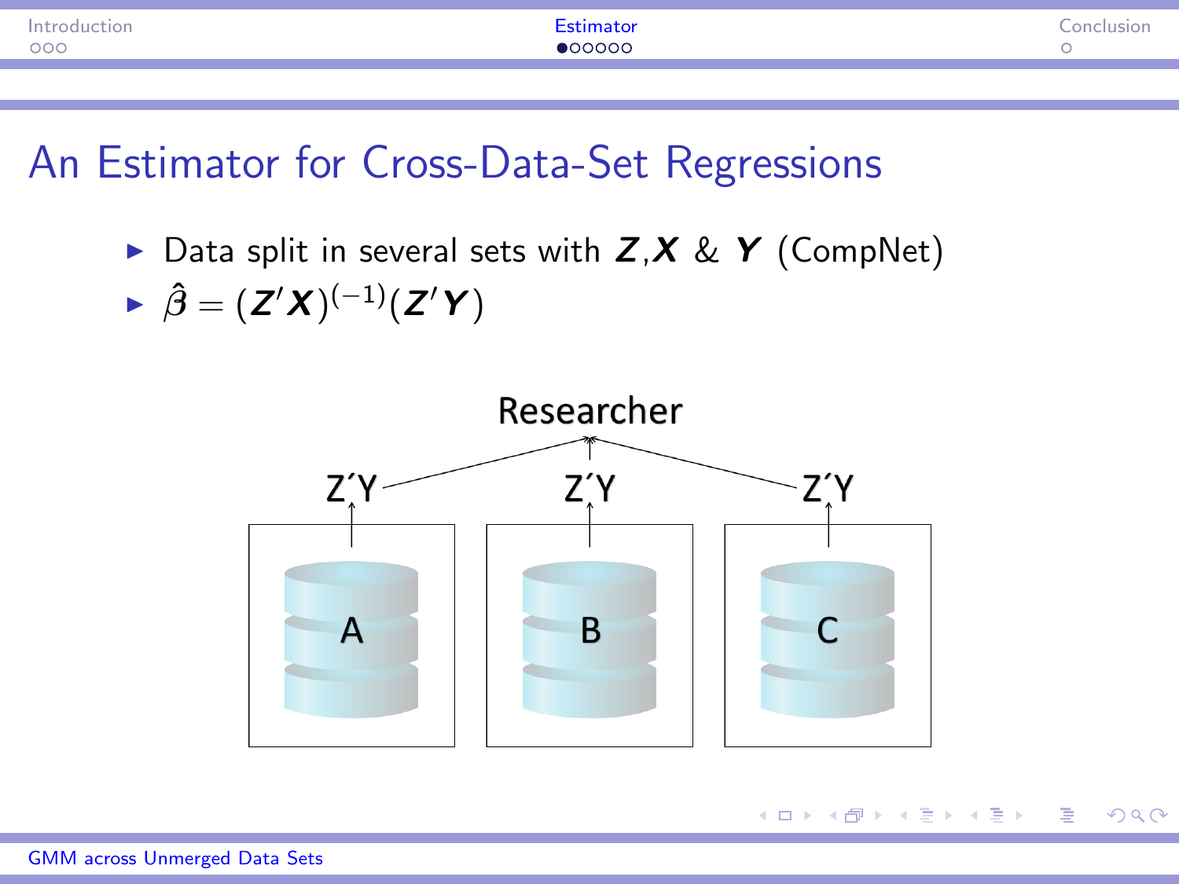## An Estimator for Cross-Data-Set Regressions

- Data split in several sets with $\boldsymbol{Z}$,$\boldsymbol{X}$ & $\boldsymbol{Y}$ (CompNet)
- $\hat{\beta} = (\boldsymbol{Z}'\boldsymbol{X})^{(-1)}(\boldsymbol{Z}'\boldsymbol{Y})$

Researcher

Z´Y Z´Y Z´Y

A B C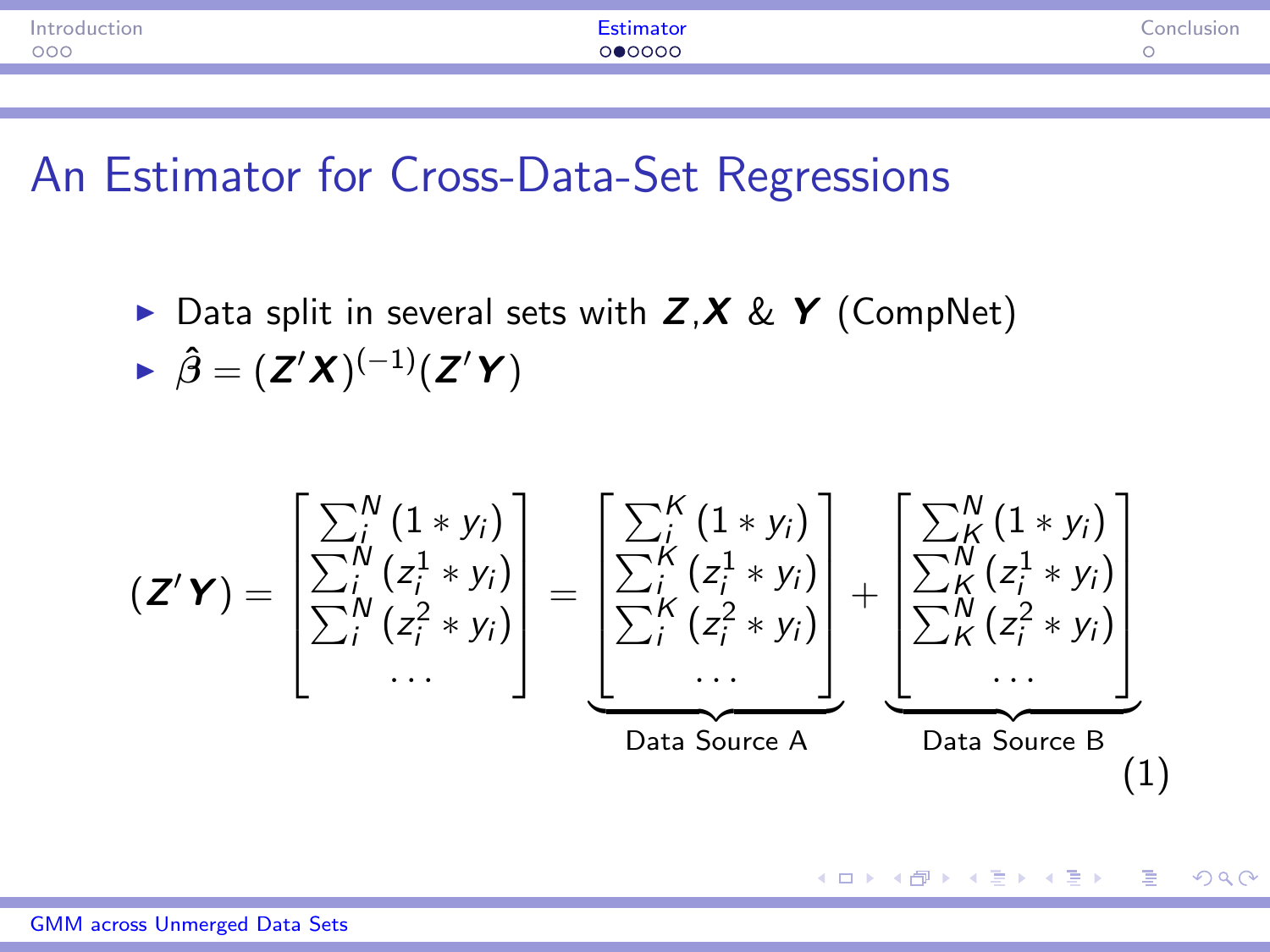# An Estimator for Cross-Data-Set Regressions

- Data split in several sets with $\boldsymbol{Z}$,$\boldsymbol{X}$ & $\boldsymbol{Y}$ (CompNet)
- $\hat{\beta} = (\boldsymbol{Z}'\boldsymbol{X})^{(-1)}(\boldsymbol{Z}'\boldsymbol{Y})$

$$
(\boldsymbol{Z}'\boldsymbol{Y}) = \begin{bmatrix} \sum_i^N (1 * y_i) \\ \sum_i^N (z_i^1 * y_i) \\ \sum_i^N (z_i^2 * y_i) \\ \dots \end{bmatrix} = \underbrace{\begin{bmatrix} \sum_i^K (1 * y_i) \\ \sum_i^K (z_i^1 * y_i) \\ \sum_i^K (z_i^2 * y_i) \\ \dots \end{bmatrix}}_{\text{Data Source A}} + \underbrace{\begin{bmatrix} \sum_K^N (1 * y_i) \\ \sum_K^N (z_i^1 * y_i) \\ \sum_K^N (z_i^2 * y_i) \\ \dots \end{bmatrix}}_{\text{Data Source B}} \tag{1}
$$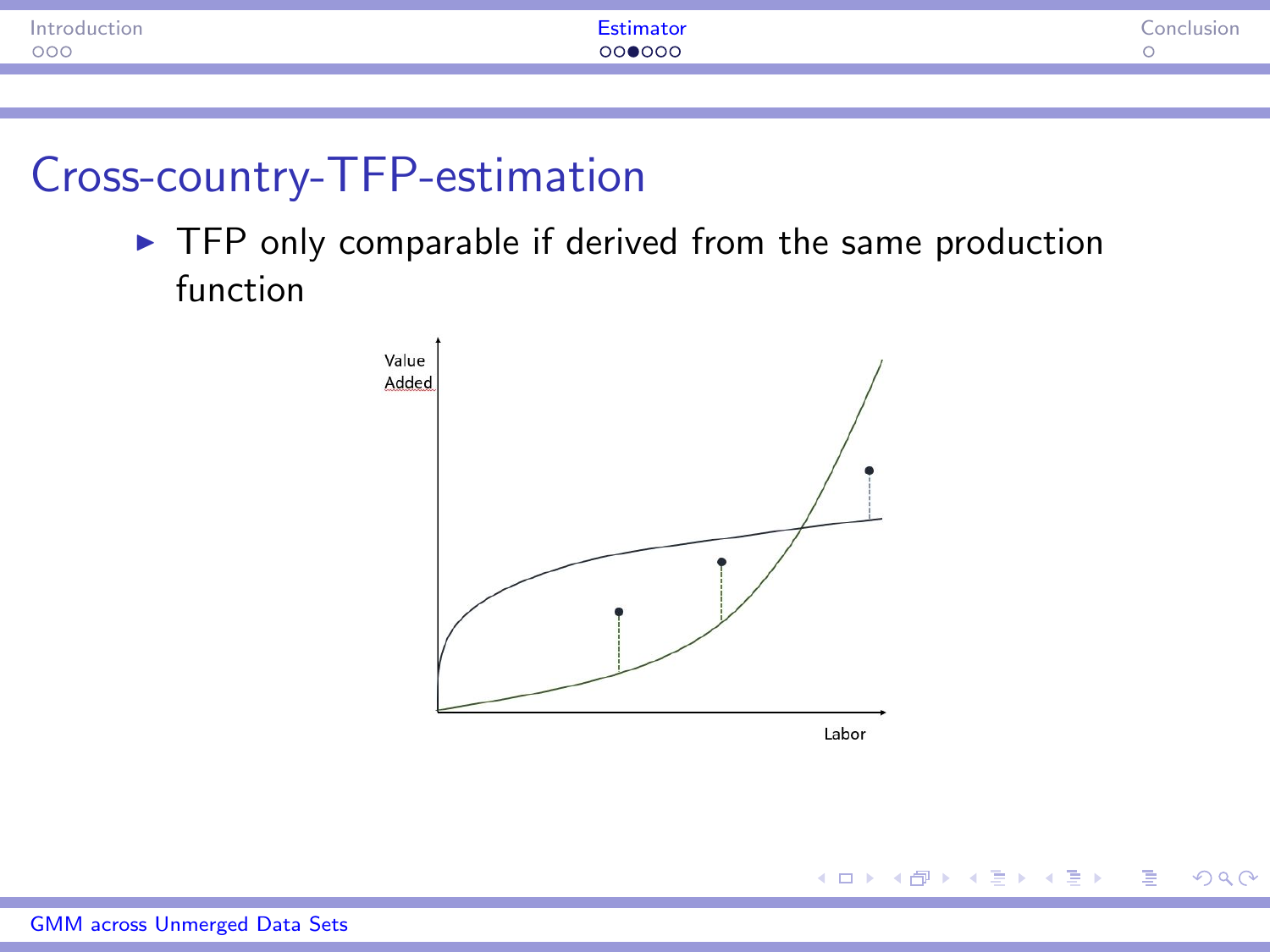# Cross-country-TFP-estimation

- TFP only comparable if derived from the same production function

Value Added

Labor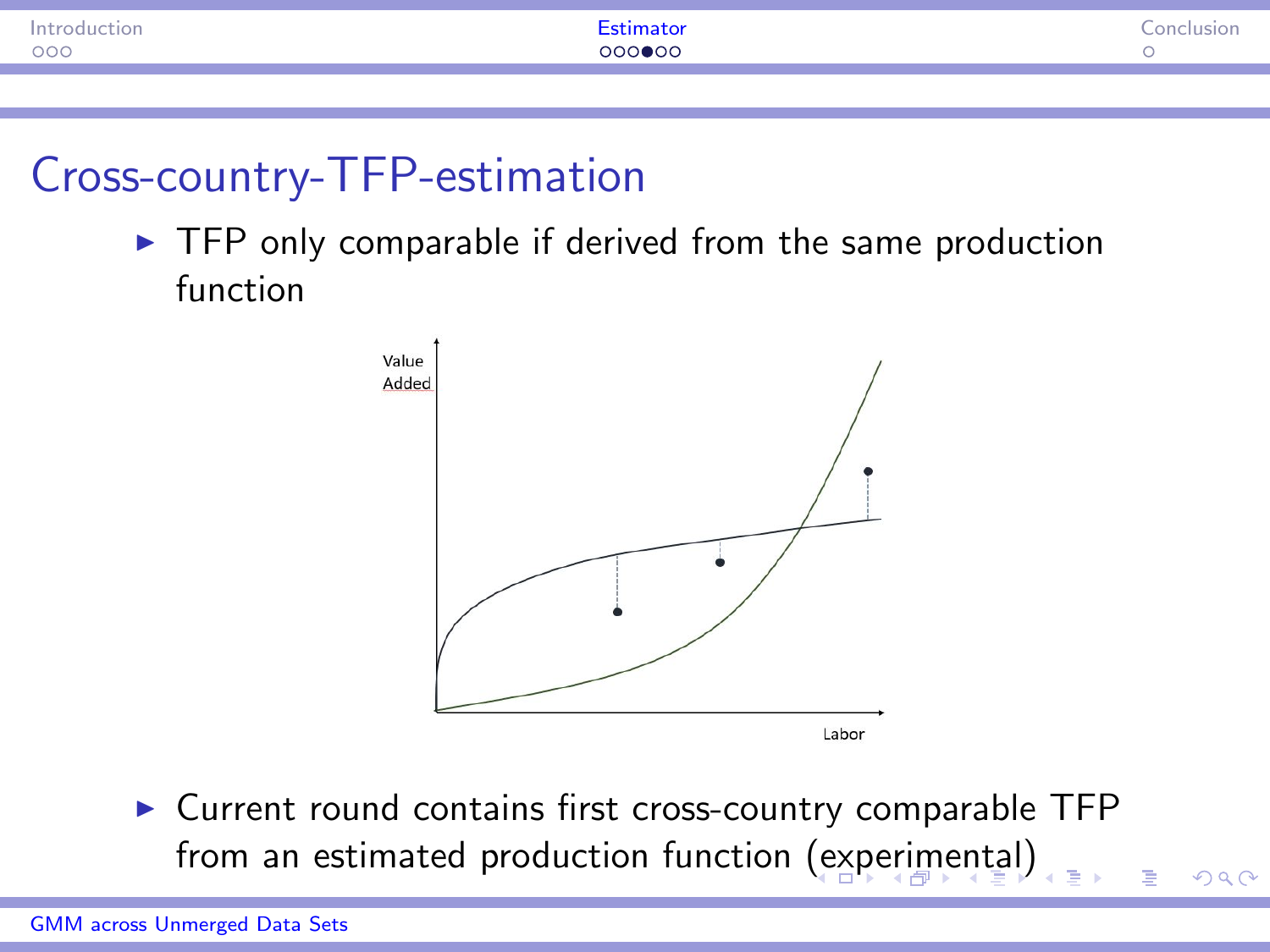## Cross-country-TFP-estimation

- TFP only comparable if derived from the same production function

- Current round contains first cross-country comparable TFP from an estimated production function (experimental)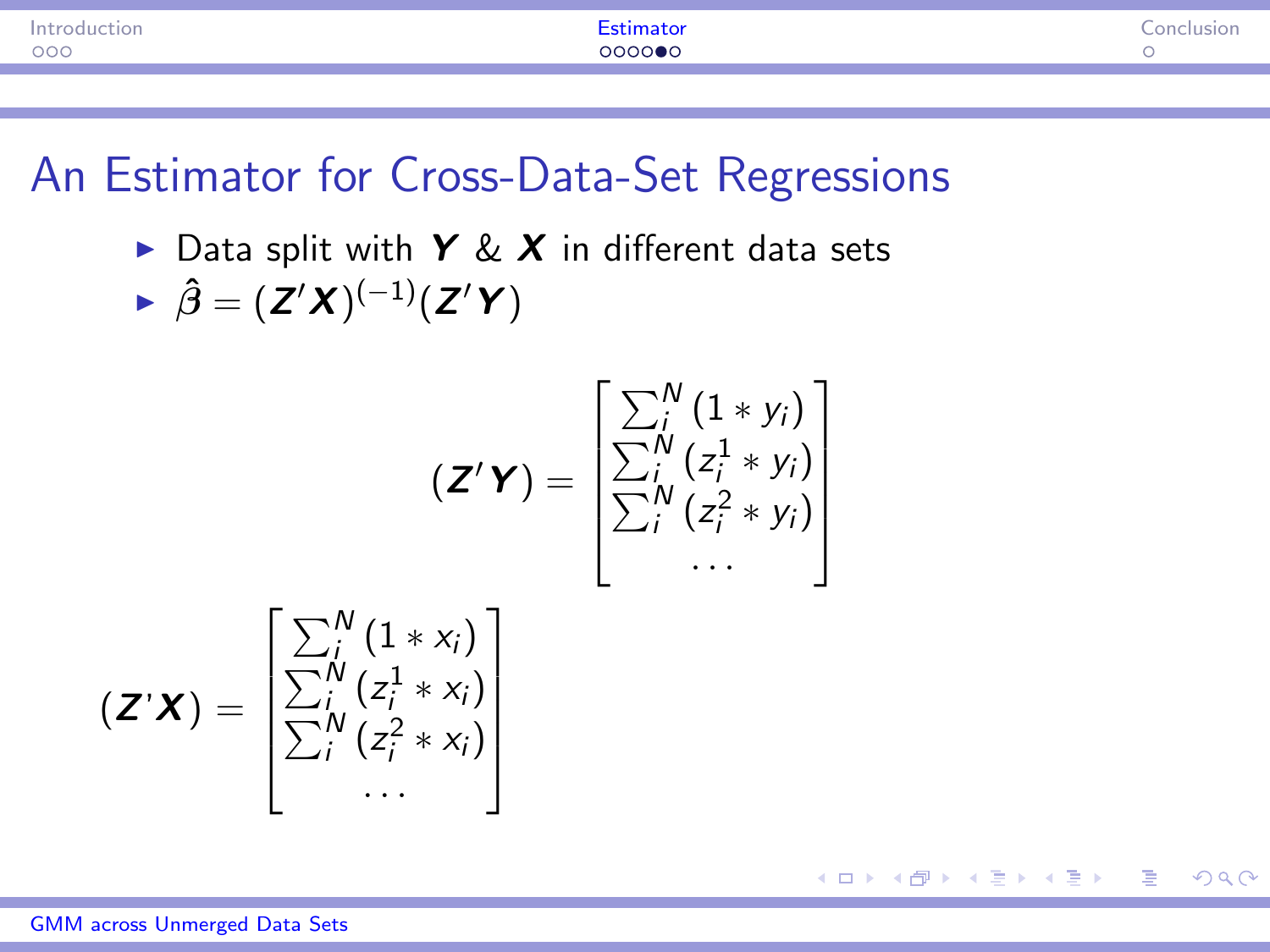# An Estimator for Cross-Data-Set Regressions

- Data split with $\boldsymbol{Y}$ & $\boldsymbol{X}$ in different data sets
- $\hat{\beta} = (\boldsymbol{Z}'\boldsymbol{X})^{(-1)}(\boldsymbol{Z}'\boldsymbol{Y})$

$$(\boldsymbol{Z}'\boldsymbol{Y}) = \begin{bmatrix} \sum_i^N (1 * y_i) \\ \sum_i^N (z_i^1 * y_i) \\ \sum_i^N (z_i^2 * y_i) \\ \dots \end{bmatrix}$$

$$(\boldsymbol{Z}'\boldsymbol{X}) = \begin{bmatrix} \sum_i^N (1 * x_i) \\ \sum_i^N (z_i^1 * x_i) \\ \sum_i^N (z_i^2 * x_i) \\ \dots \end{bmatrix}$$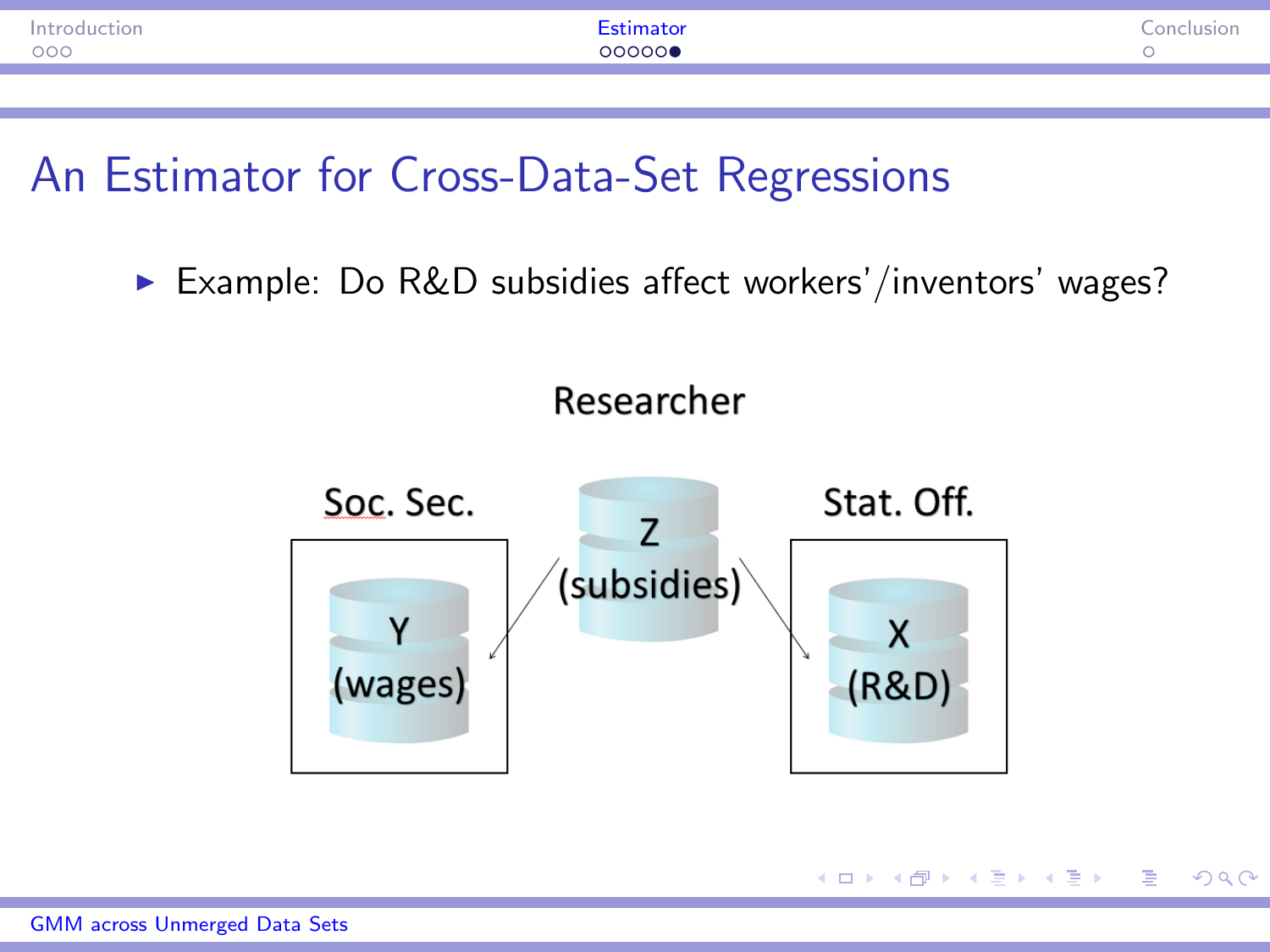# An Estimator for Cross-Data-Set Regressions

- Example: Do R&D subsidies affect workers'/inventors' wages?

Researcher

Soc. Sec.

Y (wages)

Z (subsidies)

Stat. Off.

X (R&D)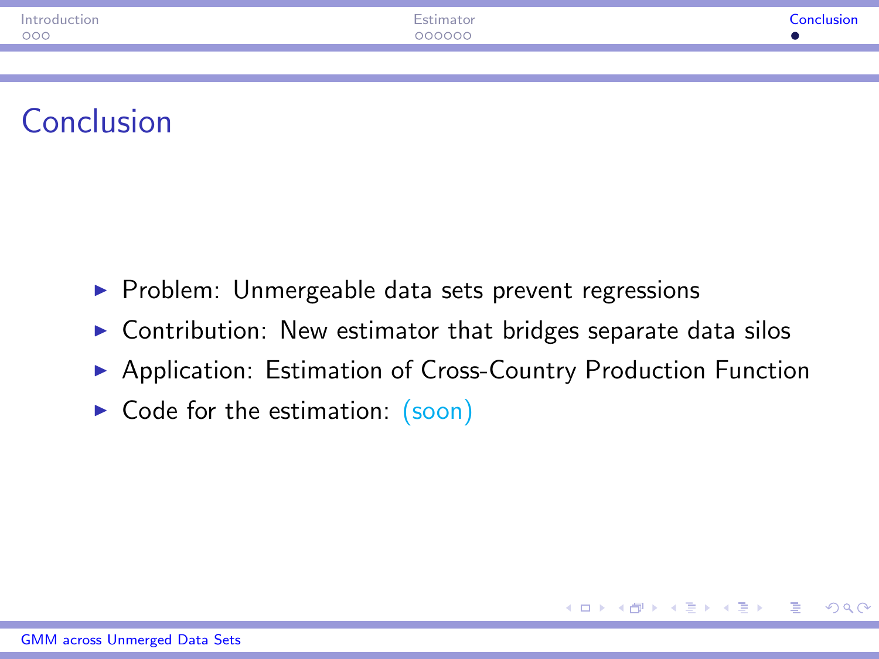# Conclusion

- Problem: Unmergeable data sets prevent regressions
- Contribution: New estimator that bridges separate data silos
- Application: Estimation of Cross-Country Production Function
- Code for the estimation: (soon)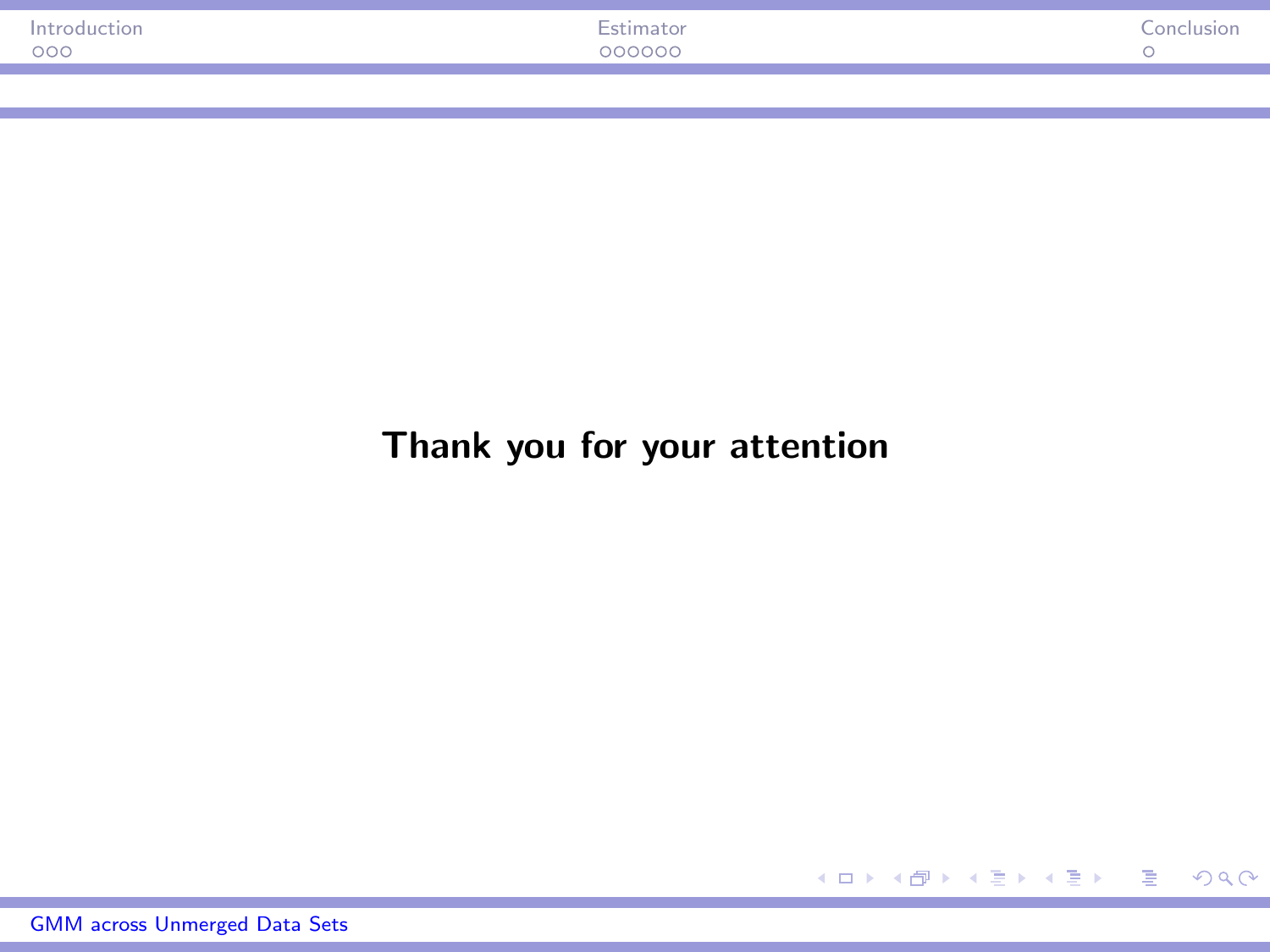**Thank you for your attention**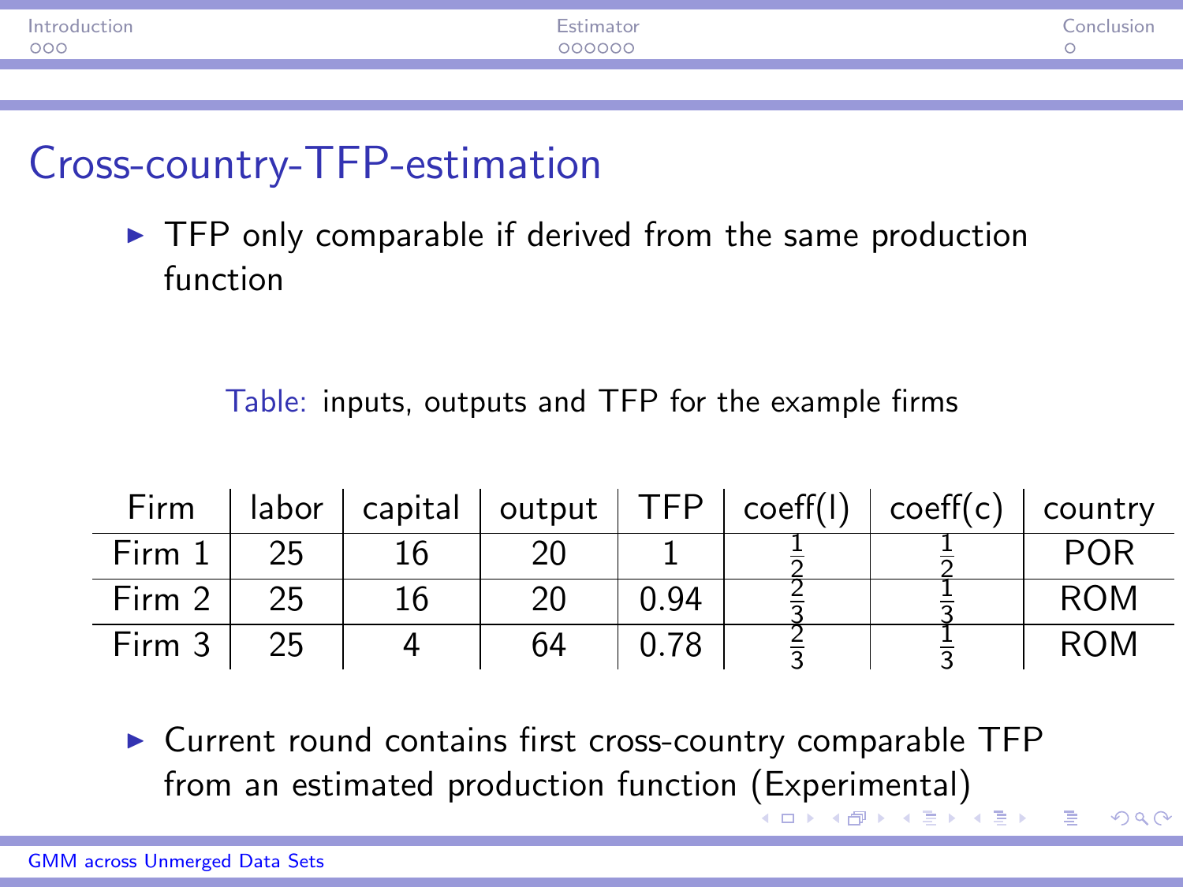## Cross-country-TFP-estimation

- TFP only comparable if derived from the same production function

Table: inputs, outputs and TFP for the example firms

| Firm | labor | capital | output | TFP | coeff(l) | coeff(c) | country |
|---|---|---|---|---|---|---|---|
| Firm 1 | 25 | 16 | 20 | 1 | $\frac{1}{2}$ | $\frac{1}{2}$ | POR |
| Firm 2 | 25 | 16 | 20 | 0.94 | $\frac{2}{3}$ | $\frac{1}{3}$ | ROM |
| Firm 3 | 25 | 4 | 64 | 0.78 | $\frac{2}{3}$ | $\frac{1}{3}$ | ROM |

- Current round contains first cross-country comparable TFP from an estimated production function (Experimental)